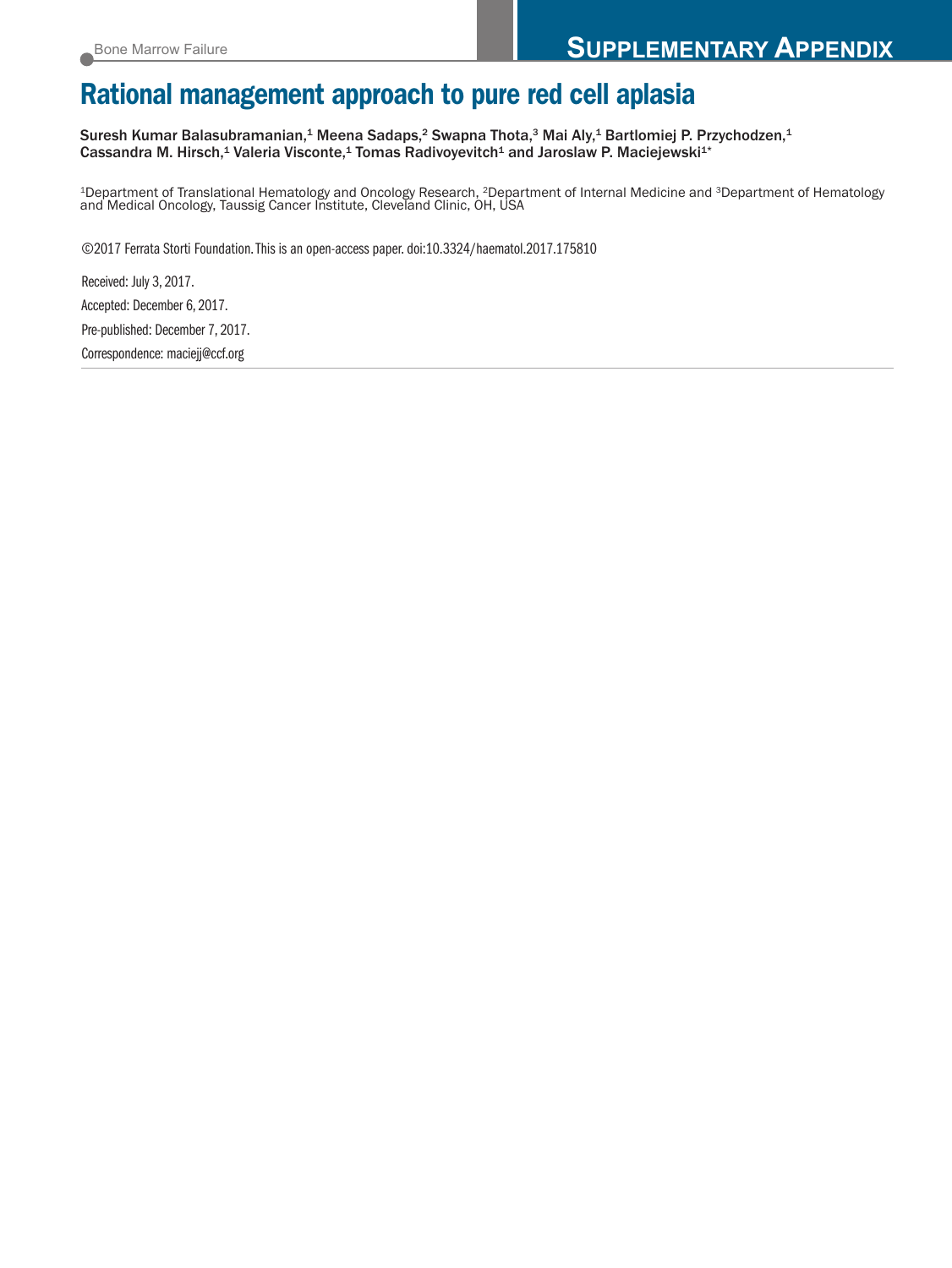Bone Marrow Failure

**SUPPLEMENTARY APPENDIX**

# Rational management approach to pure red cell aplasia

**Suresh Kumar Balasubramanian,[1] Meena Sadaps,[2] Swapna Thota,[3] Mai Aly,[1] Bartlomiej P. Przychodzen,[1] Cassandra M. Hirsch,[1] Valeria Visconte,[1] Tomas Radivoyevitch[1] and Jaroslaw P. Maciejewski[1*]**

[1]Department of Translational Hematology and Oncology Research, [2]Department of Internal Medicine and [3]Department of Hematology and Medical Oncology, Taussig Cancer Institute, Cleveland Clinic, OH, USA

©2017 Ferrata Storti Foundation. This is an open-access paper. doi:10.3324/haematol.2017.175810

Received: July 3, 2017.

Accepted: December 6, 2017.

Pre-published: December 7, 2017.

Correspondence: maciejj@ccf.org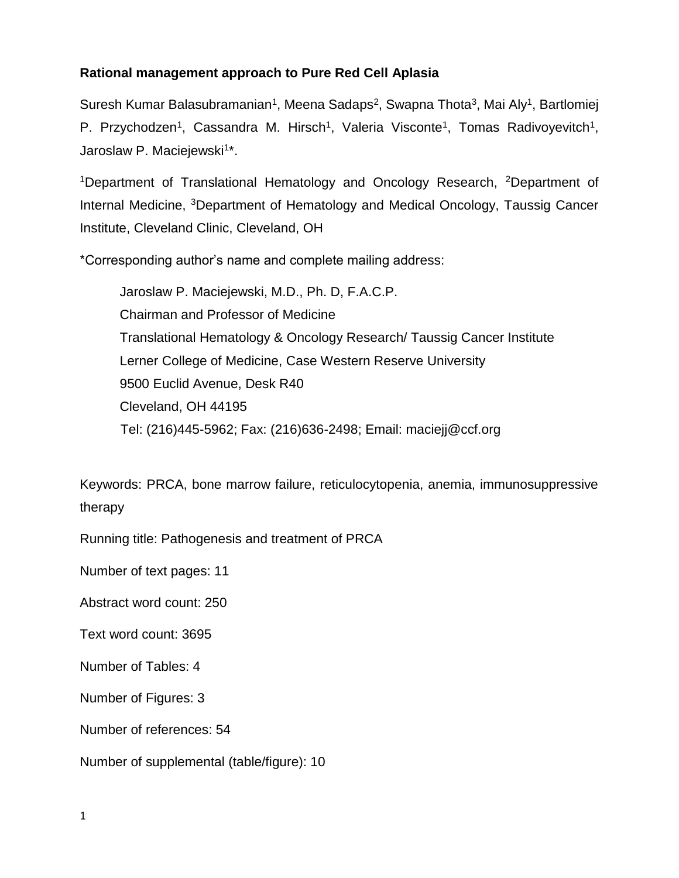**Rational management approach to Pure Red Cell Aplasia**

Suresh Kumar Balasubramanian[1], Meena Sadaps[2], Swapna Thota[3], Mai Aly[1], Bartlomiej P. Przychodzen[1], Cassandra M. Hirsch[1], Valeria Visconte[1], Tomas Radivoyevitch[1], Jaroslaw P. Maciejewski[1]*.

[1]Department of Translational Hematology and Oncology Research, [2]Department of Internal Medicine, [3]Department of Hematology and Medical Oncology, Taussig Cancer Institute, Cleveland Clinic, Cleveland, OH

*Corresponding author's name and complete mailing address:

Jaroslaw P. Maciejewski, M.D., Ph. D, F.A.C.P.
Chairman and Professor of Medicine
Translational Hematology & Oncology Research/ Taussig Cancer Institute
Lerner College of Medicine, Case Western Reserve University
9500 Euclid Avenue, Desk R40
Cleveland, OH 44195
Tel: (216)445-5962; Fax: (216)636-2498; Email: maciejj@ccf.org

Keywords: PRCA, bone marrow failure, reticulocytopenia, anemia, immunosuppressive therapy

Running title: Pathogenesis and treatment of PRCA

Number of text pages: 11

Abstract word count: 250

Text word count: 3695

Number of Tables: 4

Number of Figures: 3

Number of references: 54

Number of supplemental (table/figure): 10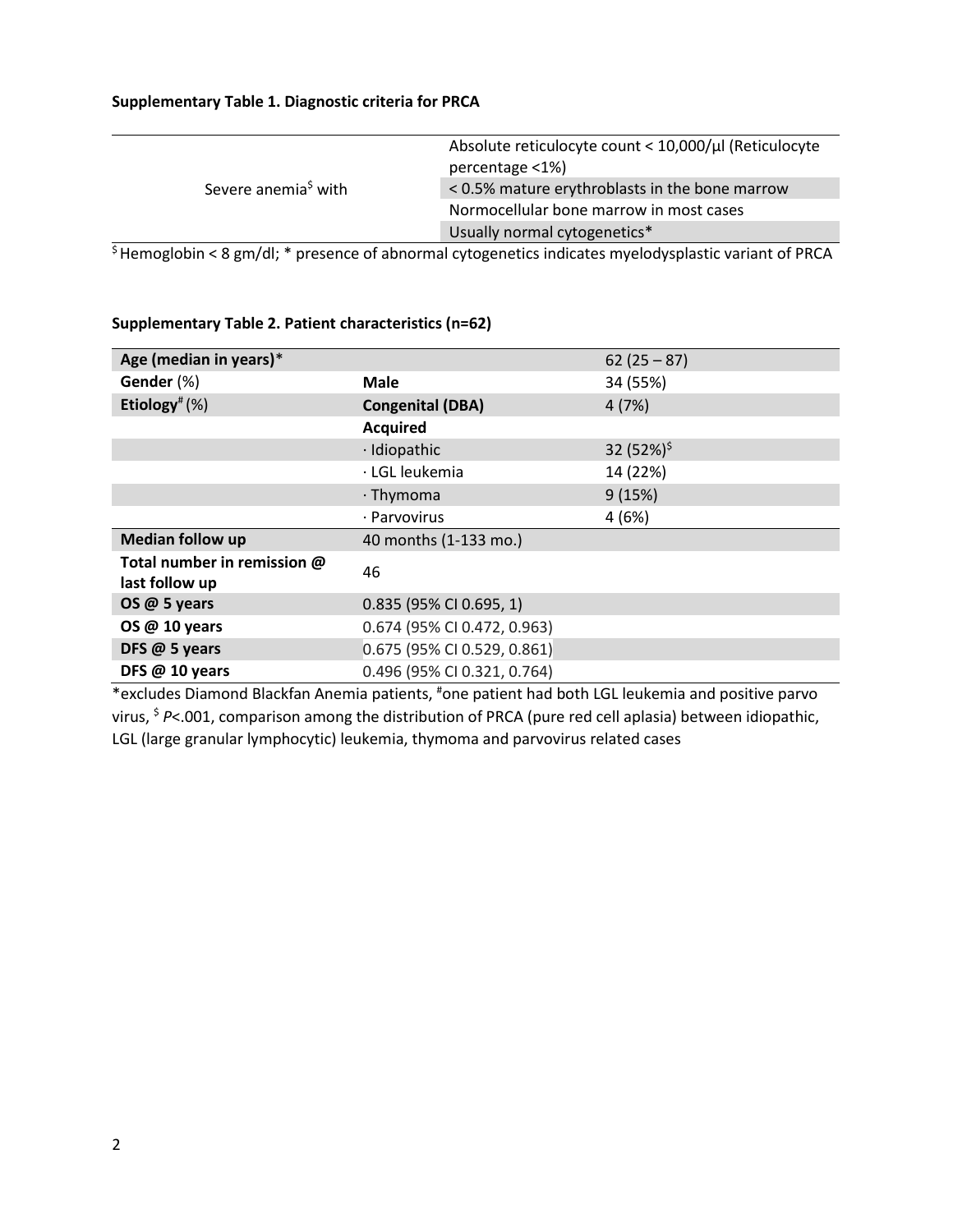**Supplementary Table 1. Diagnostic criteria for PRCA**

| | |
|---|---|
| Severe anemia$ with | Absolute reticulocyte count < 10,000/µl (Reticulocyte percentage <1%) |
| | < 0.5% mature erythroblasts in the bone marrow |
| | Normocellular bone marrow in most cases |
| | Usually normal cytogenetics* |

$ Hemoglobin < 8 gm/dl; * presence of abnormal cytogenetics indicates myelodysplastic variant of PRCA

**Supplementary Table 2. Patient characteristics (n=62)**

| | | |
|---|---|---|
| **Age (median in years)*** | | 62 (25 – 87) |
| **Gender** (%) | **Male** | 34 (55%) |
| **Etiology**# (%) | **Congenital (DBA)** | 4 (7%) |
| | **Acquired** | |
| | · Idiopathic | 32 (52%)$ |
| | · LGL leukemia | 14 (22%) |
| | · Thymoma | 9 (15%) |
| | · Parvovirus | 4 (6%) |
| **Median follow up** | 40 months (1-133 mo.) | |
| **Total number in remission @ last follow up** | 46 | |
| **OS @ 5 years** | 0.835 (95% CI 0.695, 1) | |
| **OS @ 10 years** | 0.674 (95% CI 0.472, 0.963) | |
| **DFS @ 5 years** | 0.675 (95% CI 0.529, 0.861) | |
| **DFS @ 10 years** | 0.496 (95% CI 0.321, 0.764) | |

*excludes Diamond Blackfan Anemia patients, #one patient had both LGL leukemia and positive parvo virus, $ $P<.001$, comparison among the distribution of PRCA (pure red cell aplasia) between idiopathic, LGL (large granular lymphocytic) leukemia, thymoma and parvovirus related cases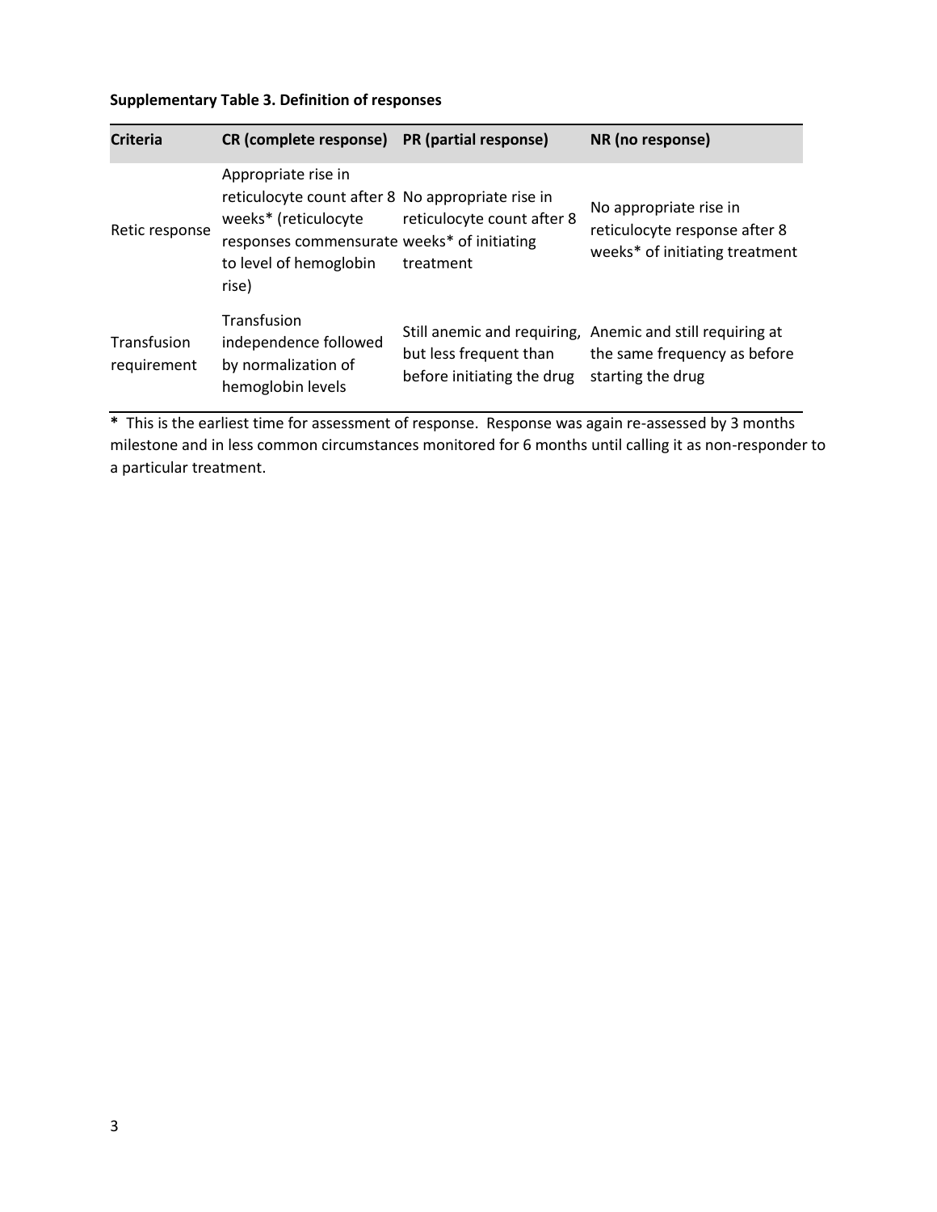**Supplementary Table 3. Definition of responses**

| Criteria | CR (complete response) | PR (partial response) | NR (no response) |
|---|---|---|---|
| Retic response | Appropriate rise in reticulocyte count after 8 weeks* (reticulocyte responses commensurate to level of hemoglobin rise) | No appropriate rise in reticulocyte count after 8 weeks* of initiating treatment | No appropriate rise in reticulocyte response after 8 weeks* of initiating treatment |
| Transfusion requirement | Transfusion independence followed by normalization of hemoglobin levels | Still anemic and requiring, but less frequent than before initiating the drug | Anemic and still requiring at the same frequency as before starting the drug |

* This is the earliest time for assessment of response. Response was again re-assessed by 3 months milestone and in less common circumstances monitored for 6 months until calling it as non-responder to a particular treatment.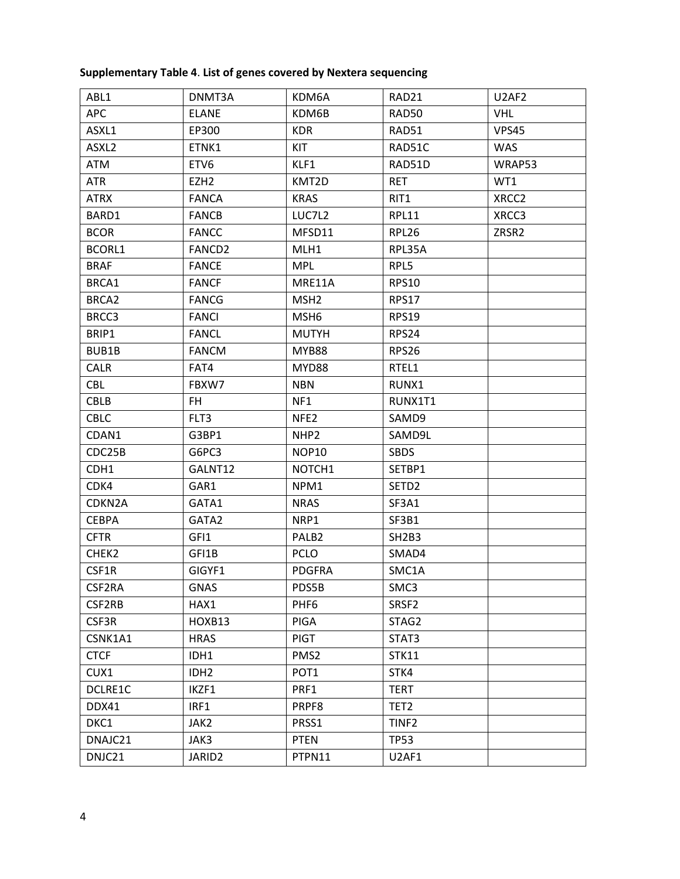**Supplementary Table 4**. **List of genes covered by Nextera sequencing**

| | | | | |
|---|---|---|---|---|
| ABL1 | DNMT3A | KDM6A | RAD21 | U2AF2 |
| APC | ELANE | KDM6B | RAD50 | VHL |
| ASXL1 | EP300 | KDR | RAD51 | VPS45 |
| ASXL2 | ETNK1 | KIT | RAD51C | WAS |
| ATM | ETV6 | KLF1 | RAD51D | WRAP53 |
| ATR | EZH2 | KMT2D | RET | WT1 |
| ATRX | FANCA | KRAS | RIT1 | XRCC2 |
| BARD1 | FANCB | LUC7L2 | RPL11 | XRCC3 |
| BCOR | FANCC | MFSD11 | RPL26 | ZRSR2 |
| BCORL1 | FANCD2 | MLH1 | RPL35A | |
| BRAF | FANCE | MPL | RPL5 | |
| BRCA1 | FANCF | MRE11A | RPS10 | |
| BRCA2 | FANCG | MSH2 | RPS17 | |
| BRCC3 | FANCI | MSH6 | RPS19 | |
| BRIP1 | FANCL | MUTYH | RPS24 | |
| BUB1B | FANCM | MYB88 | RPS26 | |
| CALR | FAT4 | MYD88 | RTEL1 | |
| CBL | FBXW7 | NBN | RUNX1 | |
| CBLB | FH | NF1 | RUNX1T1 | |
| CBLC | FLT3 | NFE2 | SAMD9 | |
| CDAN1 | G3BP1 | NHP2 | SAMD9L | |
| CDC25B | G6PC3 | NOP10 | SBDS | |
| CDH1 | GALNT12 | NOTCH1 | SETBP1 | |
| CDK4 | GAR1 | NPM1 | SETD2 | |
| CDKN2A | GATA1 | NRAS | SF3A1 | |
| CEBPA | GATA2 | NRP1 | SF3B1 | |
| CFTR | GFI1 | PALB2 | SH2B3 | |
| CHEK2 | GFI1B | PCLO | SMAD4 | |
| CSF1R | GIGYF1 | PDGFRA | SMC1A | |
| CSF2RA | GNAS | PDS5B | SMC3 | |
| CSF2RB | HAX1 | PHF6 | SRSF2 | |
| CSF3R | HOXB13 | PIGA | STAG2 | |
| CSNK1A1 | HRAS | PIGT | STAT3 | |
| CTCF | IDH1 | PMS2 | STK11 | |
| CUX1 | IDH2 | POT1 | STK4 | |
| DCLRE1C | IKZF1 | PRF1 | TERT | |
| DDX41 | IRF1 | PRPF8 | TET2 | |
| DKC1 | JAK2 | PRSS1 | TINF2 | |
| DNAJC21 | JAK3 | PTEN | TP53 | |
| DNJC21 | JARID2 | PTPN11 | U2AF1 | |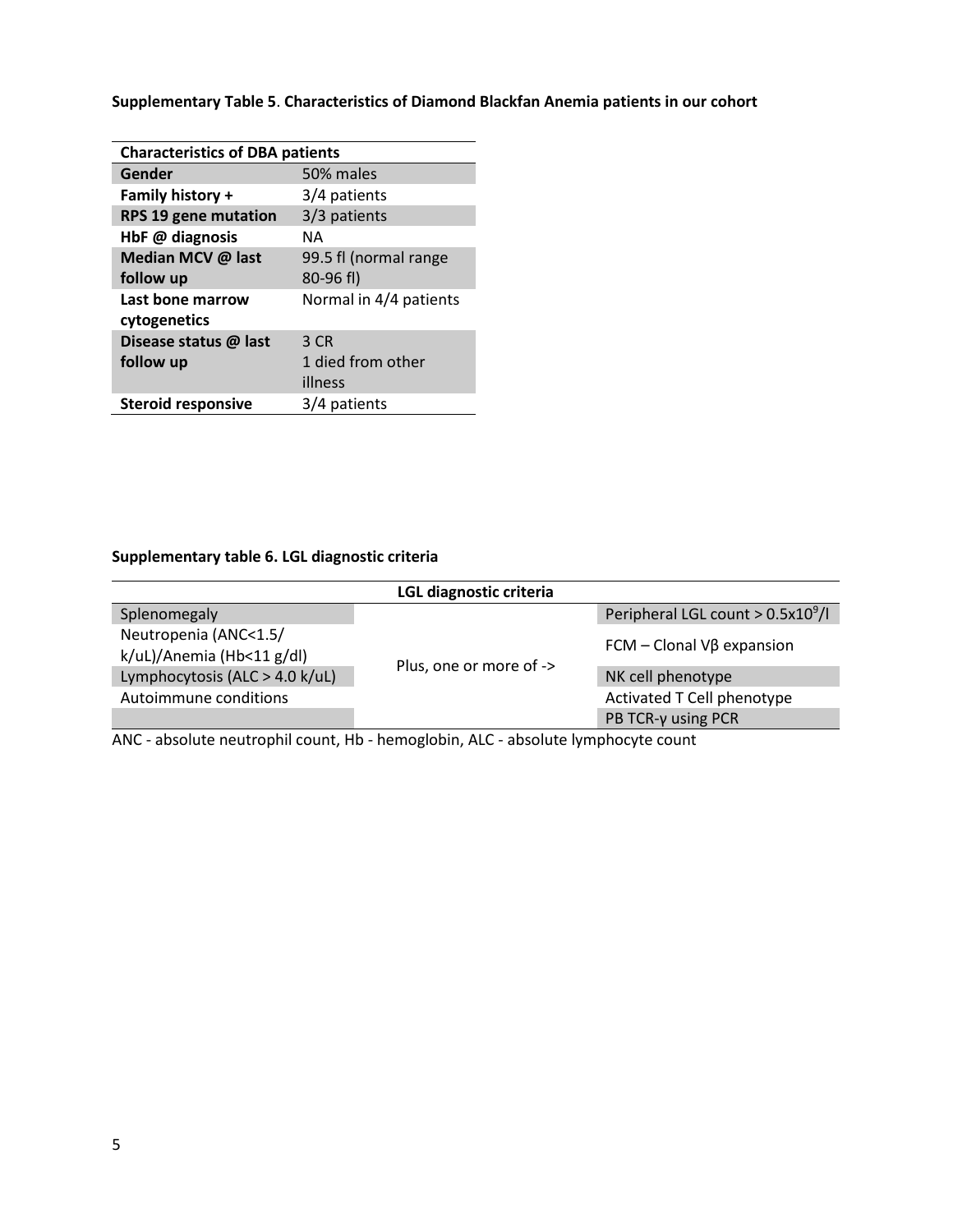**Supplementary Table 5**. **Characteristics of Diamond Blackfan Anemia patients in our cohort**

| Characteristics of DBA patients | |
|---|---|
| **Gender** | 50% males |
| **Family history +** | 3/4 patients |
| **RPS 19 gene mutation** | 3/3 patients |
| **HbF @ diagnosis** | NA |
| **Median MCV @ last follow up** | 99.5 fl (normal range 80-96 fl) |
| **Last bone marrow cytogenetics** | Normal in 4/4 patients |
| **Disease status @ last follow up** | 3 CR<br>1 died from other illness |
| **Steroid responsive** | 3/4 patients |

**Supplementary table 6. LGL diagnostic criteria**

| LGL diagnostic criteria | | |
|---|---|---|
| Splenomegaly | Plus, one or more of -> | Peripheral LGL count > $0.5 \times 10^9$/l |
| Neutropenia (ANC<1.5/ k/uL)/Anemia (Hb<11 g/dl) | | FCM – Clonal Vβ expansion |
| Lymphocytosis (ALC > 4.0 k/uL) | | NK cell phenotype |
| Autoimmune conditions | | Activated T Cell phenotype |
| | | PB TCR-γ using PCR |

ANC - absolute neutrophil count, Hb - hemoglobin, ALC - absolute lymphocyte count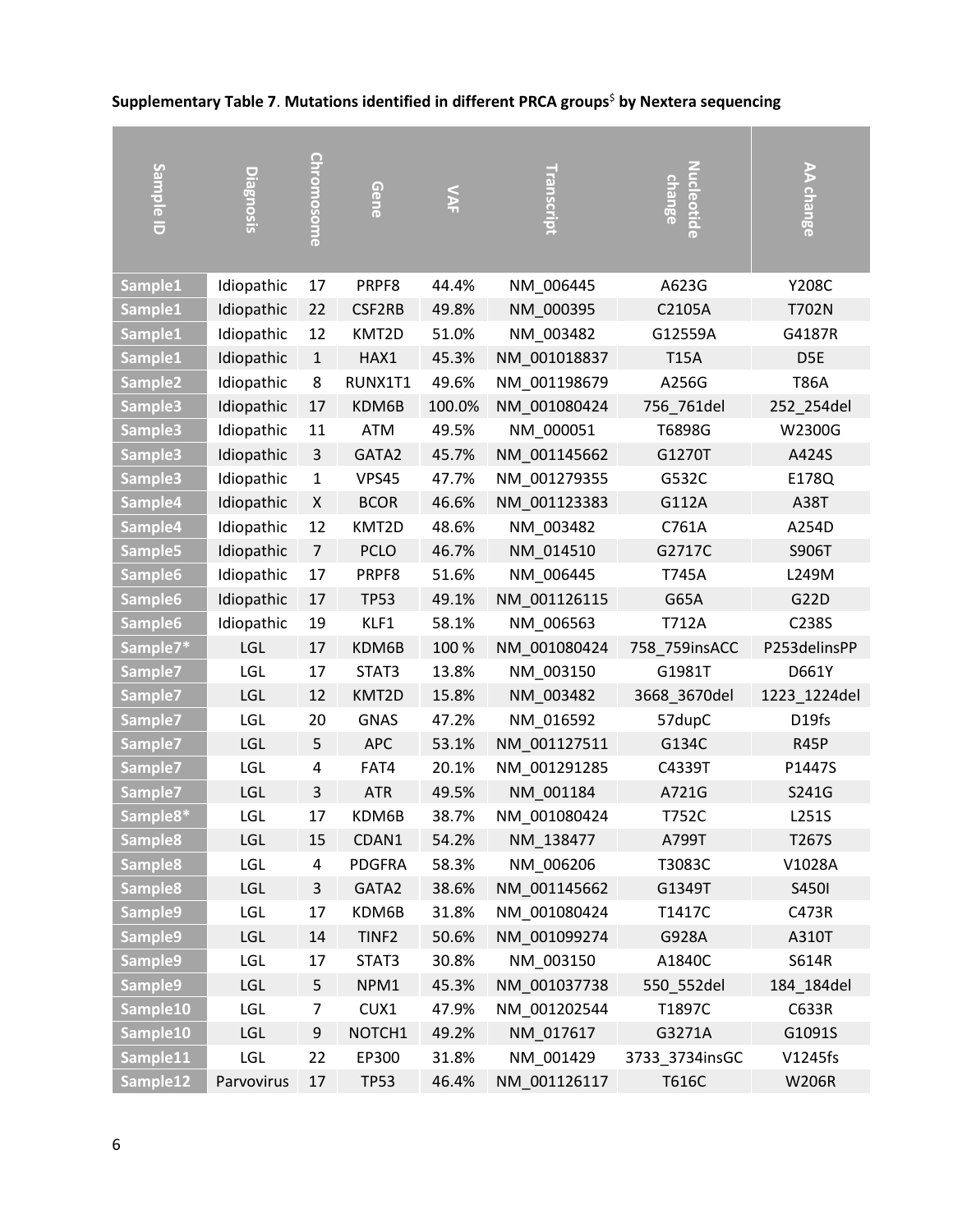**Supplementary Table 7**. **Mutations identified in different PRCA groups**$ **by Nextera sequencing**

| Sample ID | Diagnosis | Chromosome | Gene | VAF | Transcript | Nucleotide change | AA change |
|---|---|---|---|---|---|---|---|
| Sample1 | Idiopathic | 17 | PRPF8 | 44.4% | NM_006445 | A623G | Y208C |
| Sample1 | Idiopathic | 22 | CSF2RB | 49.8% | NM_000395 | C2105A | T702N |
| Sample1 | Idiopathic | 12 | KMT2D | 51.0% | NM_003482 | G12559A | G4187R |
| Sample1 | Idiopathic | 1 | HAX1 | 45.3% | NM_001018837 | T15A | D5E |
| Sample2 | Idiopathic | 8 | RUNX1T1 | 49.6% | NM_001198679 | A256G | T86A |
| Sample3 | Idiopathic | 17 | KDM6B | 100.0% | NM_001080424 | 756_761del | 252_254del |
| Sample3 | Idiopathic | 11 | ATM | 49.5% | NM_000051 | T6898G | W2300G |
| Sample3 | Idiopathic | 3 | GATA2 | 45.7% | NM_001145662 | G1270T | A424S |
| Sample3 | Idiopathic | 1 | VPS45 | 47.7% | NM_001279355 | G532C | E178Q |
| Sample4 | Idiopathic | X | BCOR | 46.6% | NM_001123383 | G112A | A38T |
| Sample4 | Idiopathic | 12 | KMT2D | 48.6% | NM_003482 | C761A | A254D |
| Sample5 | Idiopathic | 7 | PCLO | 46.7% | NM_014510 | G2717C | S906T |
| Sample6 | Idiopathic | 17 | PRPF8 | 51.6% | NM_006445 | T745A | L249M |
| Sample6 | Idiopathic | 17 | TP53 | 49.1% | NM_001126115 | G65A | G22D |
| Sample6 | Idiopathic | 19 | KLF1 | 58.1% | NM_006563 | T712A | C238S |
| Sample7* | LGL | 17 | KDM6B | 100 % | NM_001080424 | 758_759insACC | P253delinsPP |
| Sample7 | LGL | 17 | STAT3 | 13.8% | NM_003150 | G1981T | D661Y |
| Sample7 | LGL | 12 | KMT2D | 15.8% | NM_003482 | 3668_3670del | 1223_1224del |
| Sample7 | LGL | 20 | GNAS | 47.2% | NM_016592 | 57dupC | D19fs |
| Sample7 | LGL | 5 | APC | 53.1% | NM_001127511 | G134C | R45P |
| Sample7 | LGL | 4 | FAT4 | 20.1% | NM_001291285 | C4339T | P1447S |
| Sample7 | LGL | 3 | ATR | 49.5% | NM_001184 | A721G | S241G |
| Sample8* | LGL | 17 | KDM6B | 38.7% | NM_001080424 | T752C | L251S |
| Sample8 | LGL | 15 | CDAN1 | 54.2% | NM_138477 | A799T | T267S |
| Sample8 | LGL | 4 | PDGFRA | 58.3% | NM_006206 | T3083C | V1028A |
| Sample8 | LGL | 3 | GATA2 | 38.6% | NM_001145662 | G1349T | S450I |
| Sample9 | LGL | 17 | KDM6B | 31.8% | NM_001080424 | T1417C | C473R |
| Sample9 | LGL | 14 | TINF2 | 50.6% | NM_001099274 | G928A | A310T |
| Sample9 | LGL | 17 | STAT3 | 30.8% | NM_003150 | A1840C | S614R |
| Sample9 | LGL | 5 | NPM1 | 45.3% | NM_001037738 | 550_552del | 184_184del |
| Sample10 | LGL | 7 | CUX1 | 47.9% | NM_001202544 | T1897C | C633R |
| Sample10 | LGL | 9 | NOTCH1 | 49.2% | NM_017617 | G3271A | G1091S |
| Sample11 | LGL | 22 | EP300 | 31.8% | NM_001429 | 3733_3734insGC | V1245fs |
| Sample12 | Parvovirus | 17 | TP53 | 46.4% | NM_001126117 | T616C | W206R |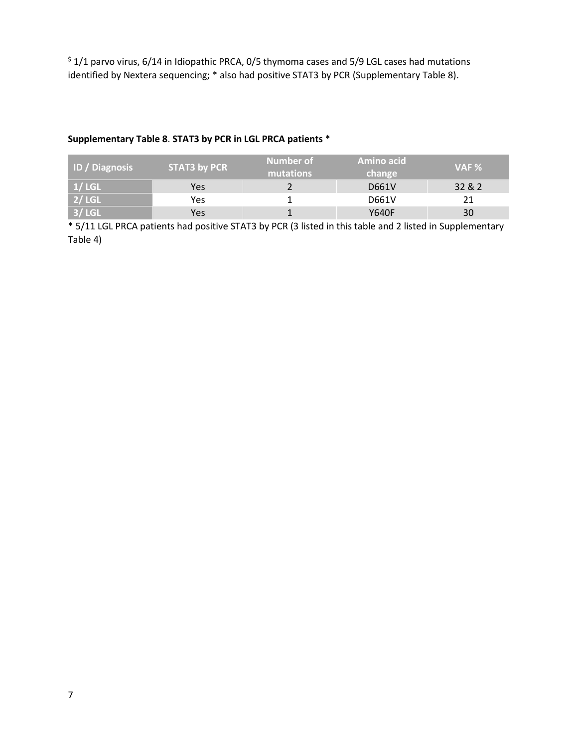[$] 1/1 parvo virus, 6/14 in Idiopathic PRCA, 0/5 thymoma cases and 5/9 LGL cases had mutations identified by Nextera sequencing; * also had positive STAT3 by PCR (Supplementary Table 8).

**Supplementary Table 8**. **STAT3 by PCR in LGL PRCA patients** *

| ID / Diagnosis | STAT3 by PCR | Number of mutations | Amino acid change | VAF % |
|---|---|---|---|---|
| 1/ LGL | Yes | 2 | D661V | 32 & 2 |
| 2/ LGL | Yes | 1 | D661V | 21 |
| 3/ LGL | Yes | 1 | Y640F | 30 |

* 5/11 LGL PRCA patients had positive STAT3 by PCR (3 listed in this table and 2 listed in Supplementary Table 4)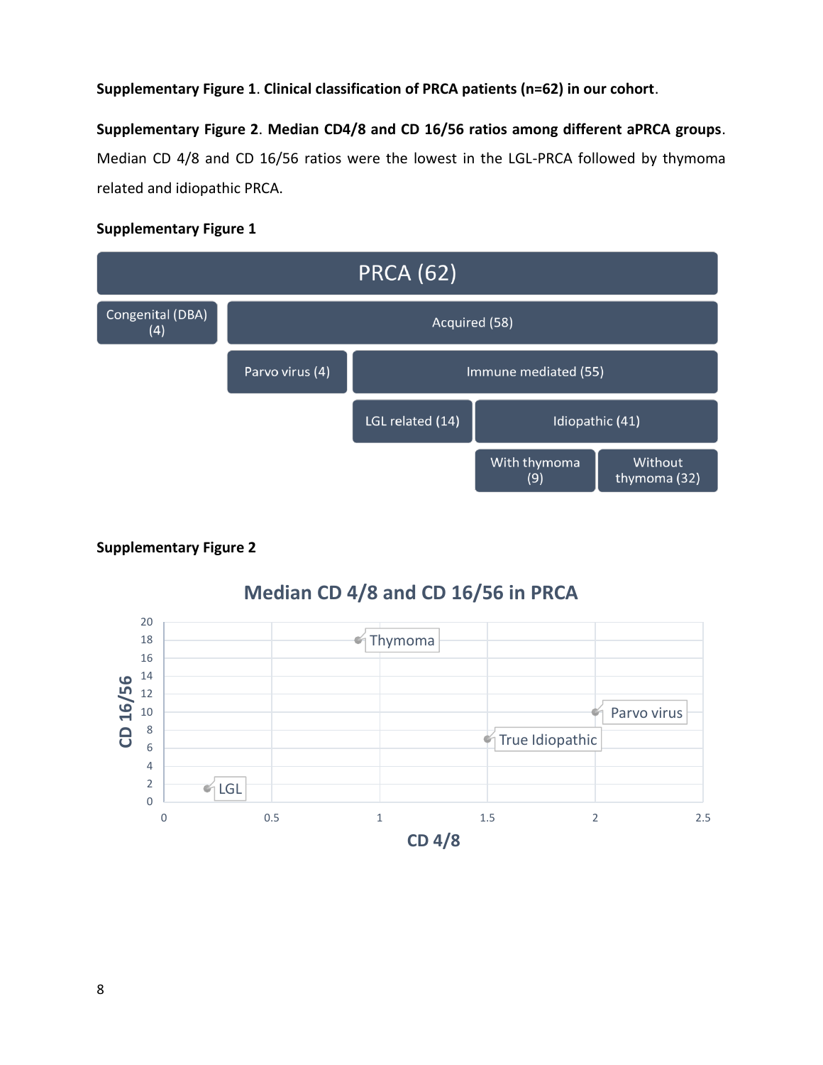**Supplementary Figure 1**. **Clinical classification of PRCA patients (n=62) in our cohort**.

**Supplementary Figure 2**. **Median CD4/8 and CD 16/56 ratios among different aPRCA groups**. Median CD 4/8 and CD 16/56 ratios were the lowest in the LGL-PRCA followed by thymoma related and idiopathic PRCA.

**Supplementary Figure 1**

PRCA (62)

Congenital (DBA) (4)

Acquired (58)

Parvo virus (4)

Immune mediated (55)

LGL related (14)

Idiopathic (41)

With thymoma (9)

Without thymoma (32)

**Supplementary Figure 2**

Median CD 4/8 and CD 16/56 in PRCA

CD 16/56

20
18
16
14
12
10
8
6
4
2
0

CD 4/8

0
0.5
1
1.5
2
2.5

Thymoma

Parvo virus

True Idiopathic

LGL